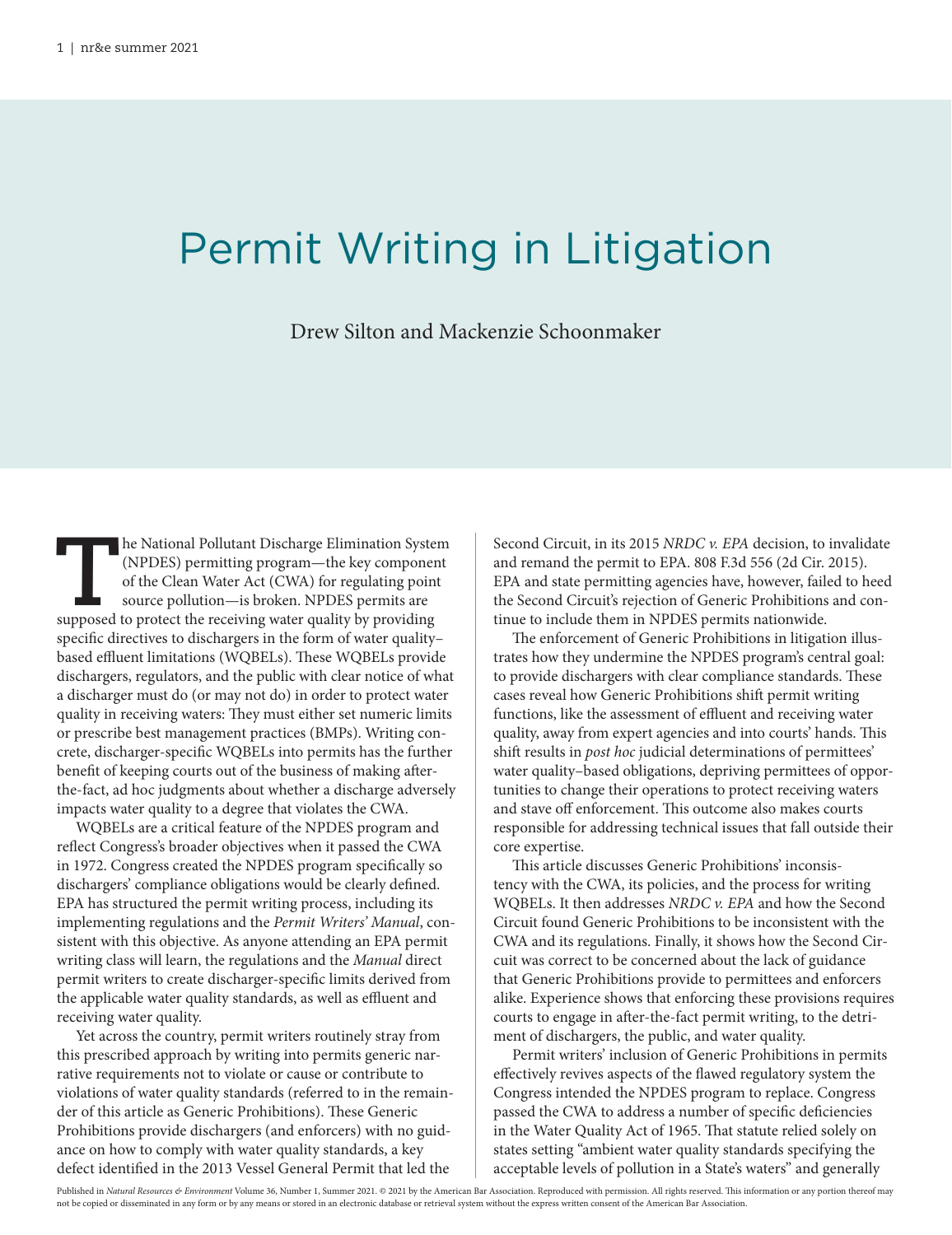# Permit Writing in Litigation

Drew Silton and Mackenzie Schoonmaker

The National Pollutant Discharge Elimination System (NPDES) permitting program—the key component of the Clean Water Act (CWA) for regulating point source pollution—is broken. NPDES permits are supposed to protect the receiving water quality by providing specific directives to dischargers in the form of water quality–based effluent limitations (WQBELs). These WQBELs provide dischargers, regulators, and the public with clear notice of what a discharger must do (or may not do) in order to protect water quality in receiving waters: They must either set numeric limits or prescribe best management practices (BMPs). Writing concrete, discharger-specific WQBELs into permits has the further benefit of keeping courts out of the business of making after-the-fact, ad hoc judgments about whether a discharge adversely impacts water quality to a degree that violates the CWA.

WQBELs are a critical feature of the NPDES program and reflect Congress's broader objectives when it passed the CWA in 1972. Congress created the NPDES program specifically so dischargers' compliance obligations would be clearly defined. EPA has structured the permit writing process, including its implementing regulations and the *Permit Writers' Manual*, consistent with this objective. As anyone attending an EPA permit writing class will learn, the regulations and the *Manual* direct permit writers to create discharger-specific limits derived from the applicable water quality standards, as well as effluent and receiving water quality.

Yet across the country, permit writers routinely stray from this prescribed approach by writing into permits generic narrative requirements not to violate or cause or contribute to violations of water quality standards (referred to in the remainder of this article as Generic Prohibitions). These Generic Prohibitions provide dischargers (and enforcers) with no guidance on how to comply with water quality standards, a key defect identified in the 2013 Vessel General Permit that led the Second Circuit, in its 2015 *NRDC v. EPA* decision, to invalidate and remand the permit to EPA. 808 F.3d 556 (2d Cir. 2015). EPA and state permitting agencies have, however, failed to heed the Second Circuit's rejection of Generic Prohibitions and continue to include them in NPDES permits nationwide.

The enforcement of Generic Prohibitions in litigation illustrates how they undermine the NPDES program's central goal: to provide dischargers with clear compliance standards. These cases reveal how Generic Prohibitions shift permit writing functions, like the assessment of effluent and receiving water quality, away from expert agencies and into courts' hands. This shift results in *post hoc* judicial determinations of permittees' water quality–based obligations, depriving permittees of opportunities to change their operations to protect receiving waters and stave off enforcement. This outcome also makes courts responsible for addressing technical issues that fall outside their core expertise.

This article discusses Generic Prohibitions' inconsistency with the CWA, its policies, and the process for writing WQBELs. It then addresses *NRDC v. EPA* and how the Second Circuit found Generic Prohibitions to be inconsistent with the CWA and its regulations. Finally, it shows how the Second Circuit was correct to be concerned about the lack of guidance that Generic Prohibitions provide to permittees and enforcers alike. Experience shows that enforcing these provisions requires courts to engage in after-the-fact permit writing, to the detriment of dischargers, the public, and water quality.

Permit writers' inclusion of Generic Prohibitions in permits effectively revives aspects of the flawed regulatory system the Congress intended the NPDES program to replace. Congress passed the CWA to address a number of specific deficiencies in the Water Quality Act of 1965. That statute relied solely on states setting "ambient water quality standards specifying the acceptable levels of pollution in a State's waters" and generally

Published in *Natural Resources & Environment* Volume 36, Number 1, Summer 2021. © 2021 by the American Bar Association. Reproduced with permission. All rights reserved. This information or any portion thereof may not be copied or disseminated in any form or by any means or stored in an electronic database or retrieval system without the express written consent of the American Bar Association.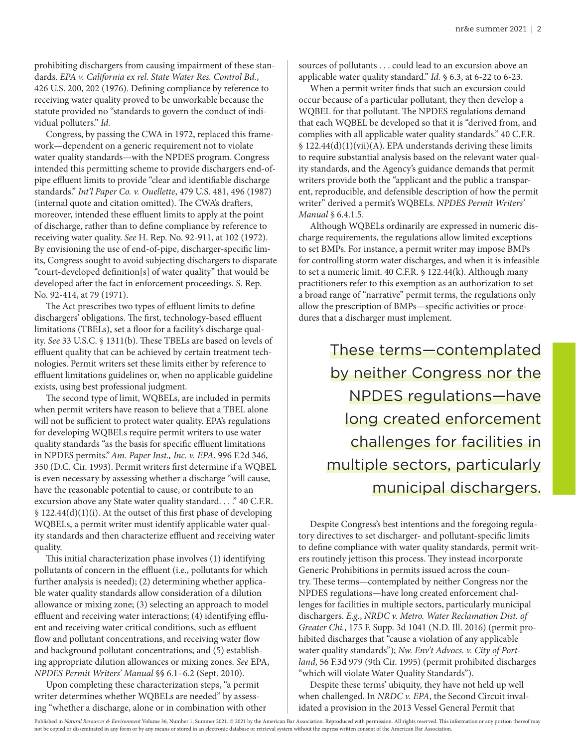prohibiting dischargers from causing impairment of these standards. *EPA v. California ex rel. State Water Res. Control Bd.*, 426 U.S. 200, 202 (1976). Defining compliance by reference to receiving water quality proved to be unworkable because the statute provided no "standards to govern the conduct of individual polluters." *Id.*

Congress, by passing the CWA in 1972, replaced this framework—dependent on a generic requirement not to violate water quality standards—with the NPDES program. Congress intended this permitting scheme to provide dischargers end-of-pipe effluent limits to provide "clear and identifiable discharge standards." *Int'l Paper Co. v. Ouellette*, 479 U.S. 481, 496 (1987) (internal quote and citation omitted). The CWA's drafters, moreover, intended these effluent limits to apply at the point of discharge, rather than to define compliance by reference to receiving water quality. *See* H. Rep. No. 92-911, at 102 (1972). By envisioning the use of end-of-pipe, discharger-specific limits, Congress sought to avoid subjecting dischargers to disparate "court-developed definition[s] of water quality" that would be developed after the fact in enforcement proceedings. S. Rep. No. 92-414, at 79 (1971).

The Act prescribes two types of effluent limits to define dischargers' obligations. The first, technology-based effluent limitations (TBELs), set a floor for a facility's discharge quality. *See* 33 U.S.C. § 1311(b). These TBELs are based on levels of effluent quality that can be achieved by certain treatment technologies. Permit writers set these limits either by reference to effluent limitations guidelines or, when no applicable guideline exists, using best professional judgment.

The second type of limit, WQBELs, are included in permits when permit writers have reason to believe that a TBEL alone will not be sufficient to protect water quality. EPA's regulations for developing WQBELs require permit writers to use water quality standards "as the basis for specific effluent limitations in NPDES permits." *Am. Paper Inst., Inc. v. EPA*, 996 F.2d 346, 350 (D.C. Cir. 1993). Permit writers first determine if a WQBEL is even necessary by assessing whether a discharge "will cause, have the reasonable potential to cause, or contribute to an excursion above any State water quality standard. . . ." 40 C.F.R. § 122.44(d)(1)(i). At the outset of this first phase of developing WQBELs, a permit writer must identify applicable water quality standards and then characterize effluent and receiving water quality.

This initial characterization phase involves (1) identifying pollutants of concern in the effluent (i.e., pollutants for which further analysis is needed); (2) determining whether applicable water quality standards allow consideration of a dilution allowance or mixing zone; (3) selecting an approach to model effluent and receiving water interactions; (4) identifying effluent and receiving water critical conditions, such as effluent flow and pollutant concentrations, and receiving water flow and background pollutant concentrations; and (5) establishing appropriate dilution allowances or mixing zones. *See* EPA, *NPDES Permit Writers' Manual* §§ 6.1–6.2 (Sept. 2010).

Upon completing these characterization steps, "a permit writer determines whether WQBELs are needed" by assessing "whether a discharge, alone or in combination with other sources of pollutants . . . could lead to an excursion above an applicable water quality standard." *Id.* § 6.3, at 6-22 to 6-23.

When a permit writer finds that such an excursion could occur because of a particular pollutant, they then develop a WQBEL for that pollutant. The NPDES regulations demand that each WQBEL be developed so that it is "derived from, and complies with all applicable water quality standards." 40 C.F.R. § 122.44(d)(1)(vii)(A). EPA understands deriving these limits to require substantial analysis based on the relevant water quality standards, and the Agency's guidance demands that permit writers provide both the "applicant and the public a transparent, reproducible, and defensible description of how the permit writer" derived a permit's WQBELs. *NPDES Permit Writers' Manual* § 6.4.1.5.

Although WQBELs ordinarily are expressed in numeric discharge requirements, the regulations allow limited exceptions to set BMPs. For instance, a permit writer may impose BMPs for controlling storm water discharges, and when it is infeasible to set a numeric limit. 40 C.F.R. § 122.44(k). Although many practitioners refer to this exemption as an authorization to set a broad range of "narrative" permit terms, the regulations only allow the prescription of BMPs—specific activities or procedures that a discharger must implement.

> These terms—contemplated by neither Congress nor the NPDES regulations—have long created enforcement challenges for facilities in multiple sectors, particularly municipal dischargers.

Despite Congress's best intentions and the foregoing regulatory directives to set discharger- and pollutant-specific limits to define compliance with water quality standards, permit writers routinely jettison this process. They instead incorporate Generic Prohibitions in permits issued across the country. These terms—contemplated by neither Congress nor the NPDES regulations—have long created enforcement challenges for facilities in multiple sectors, particularly municipal dischargers. *E.g.*, *NRDC v. Metro. Water Reclamation Dist. of Greater Chi.*, 175 F. Supp. 3d 1041 (N.D. Ill. 2016) (permit prohibited discharges that "cause a violation of any applicable water quality standards"); *Nw. Env't Advocs. v. City of Portland*, 56 F.3d 979 (9th Cir. 1995) (permit prohibited discharges "which will violate Water Quality Standards").

Despite these terms' ubiquity, they have not held up well when challenged. In *NRDC v. EPA*, the Second Circuit invalidated a provision in the 2013 Vessel General Permit that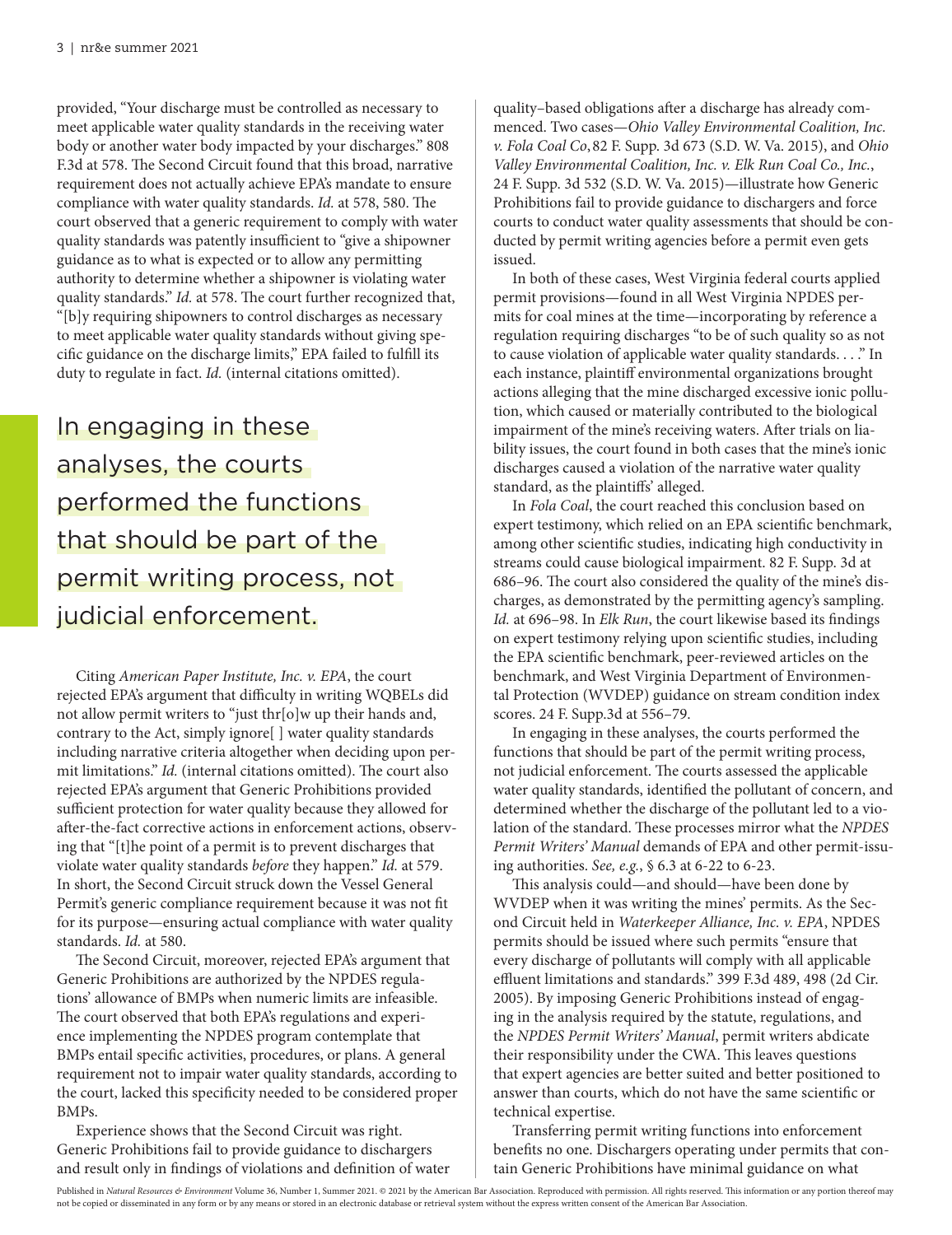provided, "Your discharge must be controlled as necessary to meet applicable water quality standards in the receiving water body or another water body impacted by your discharges." 808 F.3d at 578. The Second Circuit found that this broad, narrative requirement does not actually achieve EPA's mandate to ensure compliance with water quality standards. *Id.* at 578, 580. The court observed that a generic requirement to comply with water quality standards was patently insufficient to "give a shipowner guidance as to what is expected or to allow any permitting authority to determine whether a shipowner is violating water quality standards." *Id.* at 578. The court further recognized that, "[b]y requiring shipowners to control discharges as necessary to meet applicable water quality standards without giving specific guidance on the discharge limits," EPA failed to fulfill its duty to regulate in fact. *Id.* (internal citations omitted).

> In engaging in these analyses, the courts performed the functions that should be part of the permit writing process, not judicial enforcement.

Citing *American Paper Institute, Inc. v. EPA*, the court rejected EPA's argument that difficulty in writing WQBELs did not allow permit writers to "just thr[o]w up their hands and, contrary to the Act, simply ignore[ ] water quality standards including narrative criteria altogether when deciding upon permit limitations." *Id.* (internal citations omitted). The court also rejected EPA's argument that Generic Prohibitions provided sufficient protection for water quality because they allowed for after-the-fact corrective actions in enforcement actions, observing that "[t]he point of a permit is to prevent discharges that violate water quality standards *before* they happen." *Id.* at 579. In short, the Second Circuit struck down the Vessel General Permit's generic compliance requirement because it was not fit for its purpose—ensuring actual compliance with water quality standards. *Id.* at 580.

The Second Circuit, moreover, rejected EPA's argument that Generic Prohibitions are authorized by the NPDES regulations' allowance of BMPs when numeric limits are infeasible. The court observed that both EPA's regulations and experience implementing the NPDES program contemplate that BMPs entail specific activities, procedures, or plans. A general requirement not to impair water quality standards, according to the court, lacked this specificity needed to be considered proper BMPs.

Experience shows that the Second Circuit was right. Generic Prohibitions fail to provide guidance to dischargers and result only in findings of violations and definition of water quality–based obligations after a discharge has already commenced. Two cases—*Ohio Valley Environmental Coalition, Inc. v. Fola Coal Co*, 82 F. Supp. 3d 673 (S.D. W. Va. 2015), and *Ohio Valley Environmental Coalition, Inc. v. Elk Run Coal Co., Inc.*, 24 F. Supp. 3d 532 (S.D. W. Va. 2015)—illustrate how Generic Prohibitions fail to provide guidance to dischargers and force courts to conduct water quality assessments that should be conducted by permit writing agencies before a permit even gets issued.

In both of these cases, West Virginia federal courts applied permit provisions—found in all West Virginia NPDES permits for coal mines at the time—incorporating by reference a regulation requiring discharges "to be of such quality so as not to cause violation of applicable water quality standards. . . ." In each instance, plaintiff environmental organizations brought actions alleging that the mine discharged excessive ionic pollution, which caused or materially contributed to the biological impairment of the mine's receiving waters. After trials on liability issues, the court found in both cases that the mine's ionic discharges caused a violation of the narrative water quality standard, as the plaintiffs' alleged.

In *Fola Coal*, the court reached this conclusion based on expert testimony, which relied on an EPA scientific benchmark, among other scientific studies, indicating high conductivity in streams could cause biological impairment. 82 F. Supp. 3d at 686–96. The court also considered the quality of the mine's discharges, as demonstrated by the permitting agency's sampling. *Id.* at 696–98. In *Elk Run*, the court likewise based its findings on expert testimony relying upon scientific studies, including the EPA scientific benchmark, peer-reviewed articles on the benchmark, and West Virginia Department of Environmental Protection (WVDEP) guidance on stream condition index scores. 24 F. Supp.3d at 556–79.

In engaging in these analyses, the courts performed the functions that should be part of the permit writing process, not judicial enforcement. The courts assessed the applicable water quality standards, identified the pollutant of concern, and determined whether the discharge of the pollutant led to a violation of the standard. These processes mirror what the *NPDES Permit Writers' Manual* demands of EPA and other permit-issuing authorities. *See, e.g.*, § 6.3 at 6-22 to 6-23.

This analysis could—and should—have been done by WVDEP when it was writing the mines' permits. As the Second Circuit held in *Waterkeeper Alliance, Inc. v. EPA*, NPDES permits should be issued where such permits "ensure that every discharge of pollutants will comply with all applicable effluent limitations and standards." 399 F.3d 489, 498 (2d Cir. 2005). By imposing Generic Prohibitions instead of engaging in the analysis required by the statute, regulations, and the *NPDES Permit Writers' Manual*, permit writers abdicate their responsibility under the CWA. This leaves questions that expert agencies are better suited and better positioned to answer than courts, which do not have the same scientific or technical expertise.

Transferring permit writing functions into enforcement benefits no one. Dischargers operating under permits that contain Generic Prohibitions have minimal guidance on what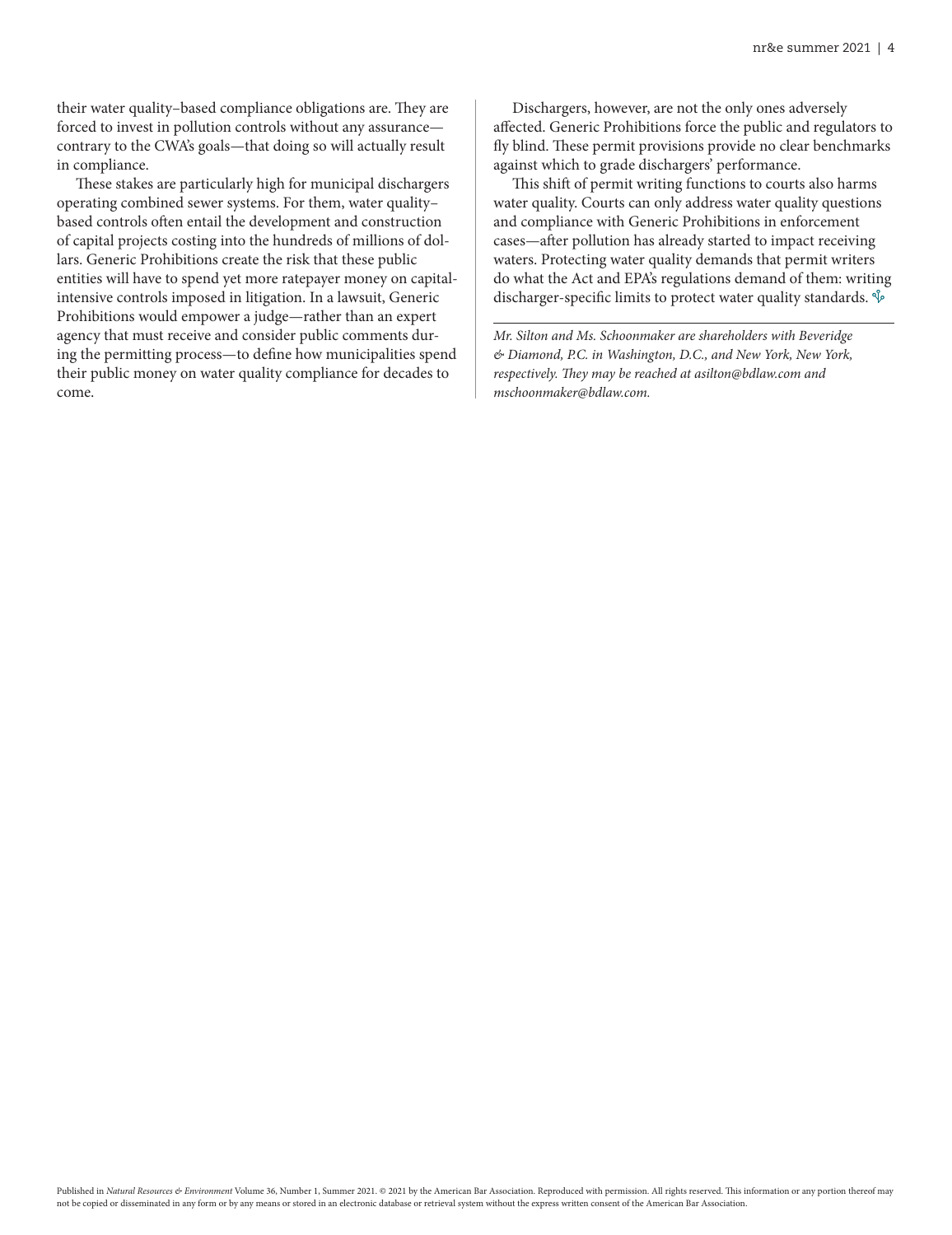their water quality–based compliance obligations are. They are forced to invest in pollution controls without any assurance—contrary to the CWA's goals—that doing so will actually result in compliance.

These stakes are particularly high for municipal dischargers operating combined sewer systems. For them, water quality–based controls often entail the development and construction of capital projects costing into the hundreds of millions of dollars. Generic Prohibitions create the risk that these public entities will have to spend yet more ratepayer money on capital-intensive controls imposed in litigation. In a lawsuit, Generic Prohibitions would empower a judge—rather than an expert agency that must receive and consider public comments during the permitting process—to define how municipalities spend their public money on water quality compliance for decades to come.

Dischargers, however, are not the only ones adversely affected. Generic Prohibitions force the public and regulators to fly blind. These permit provisions provide no clear benchmarks against which to grade dischargers' performance.

This shift of permit writing functions to courts also harms water quality. Courts can only address water quality questions and compliance with Generic Prohibitions in enforcement cases—after pollution has already started to impact receiving waters. Protecting water quality demands that permit writers do what the Act and EPA's regulations demand of them: writing discharger-specific limits to protect water quality standards.

---

*Mr. Silton and Ms. Schoonmaker are shareholders with Beveridge & Diamond, P.C. in Washington, D.C., and New York, New York, respectively. They may be reached at asilton@bdlaw.com and mschoonmaker@bdlaw.com.*

Published in *Natural Resources & Environment* Volume 36, Number 1, Summer 2021. © 2021 by the American Bar Association. Reproduced with permission. All rights reserved. This information or any portion thereof may not be copied or disseminated in any form or by any means or stored in an electronic database or retrieval system without the express written consent of the American Bar Association.